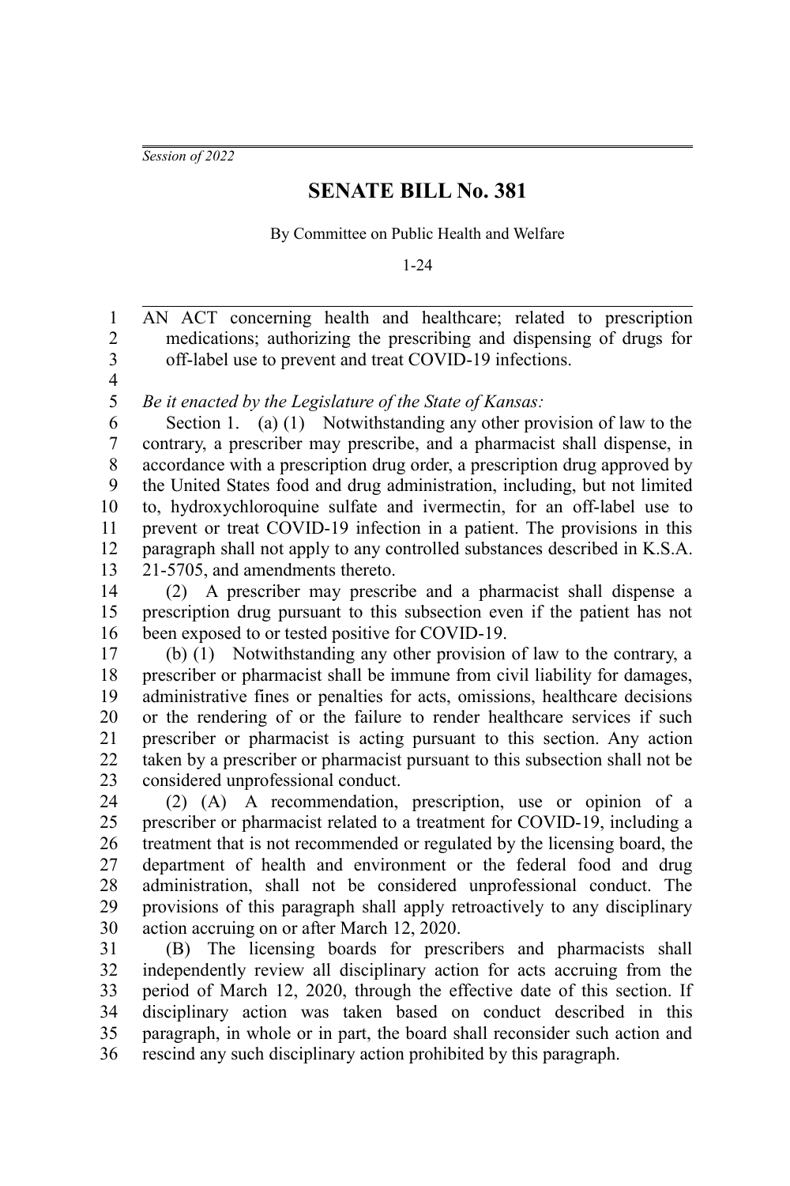*Session of 2022*

# SENATE BILL No. 381

By Committee on Public Health and Welfare

1-24

AN ACT concerning health and healthcare; related to prescription medications; authorizing the prescribing and dispensing of drugs for off-label use to prevent and treat COVID-19 infections.

*Be it enacted by the Legislature of the State of Kansas:*

Section 1. (a) (1) Notwithstanding any other provision of law to the contrary, a prescriber may prescribe, and a pharmacist shall dispense, in accordance with a prescription drug order, a prescription drug approved by the United States food and drug administration, including, but not limited to, hydroxychloroquine sulfate and ivermectin, for an off-label use to prevent or treat COVID-19 infection in a patient. The provisions in this paragraph shall not apply to any controlled substances described in K.S.A. 21-5705, and amendments thereto.

(2) A prescriber may prescribe and a pharmacist shall dispense a prescription drug pursuant to this subsection even if the patient has not been exposed to or tested positive for COVID-19.

(b) (1) Notwithstanding any other provision of law to the contrary, a prescriber or pharmacist shall be immune from civil liability for damages, administrative fines or penalties for acts, omissions, healthcare decisions or the rendering of or the failure to render healthcare services if such prescriber or pharmacist is acting pursuant to this section. Any action taken by a prescriber or pharmacist pursuant to this subsection shall not be considered unprofessional conduct.

(2) (A) A recommendation, prescription, use or opinion of a prescriber or pharmacist related to a treatment for COVID-19, including a treatment that is not recommended or regulated by the licensing board, the department of health and environment or the federal food and drug administration, shall not be considered unprofessional conduct. The provisions of this paragraph shall apply retroactively to any disciplinary action accruing on or after March 12, 2020.

(B) The licensing boards for prescribers and pharmacists shall independently review all disciplinary action for acts accruing from the period of March 12, 2020, through the effective date of this section. If disciplinary action was taken based on conduct described in this paragraph, in whole or in part, the board shall reconsider such action and rescind any such disciplinary action prohibited by this paragraph.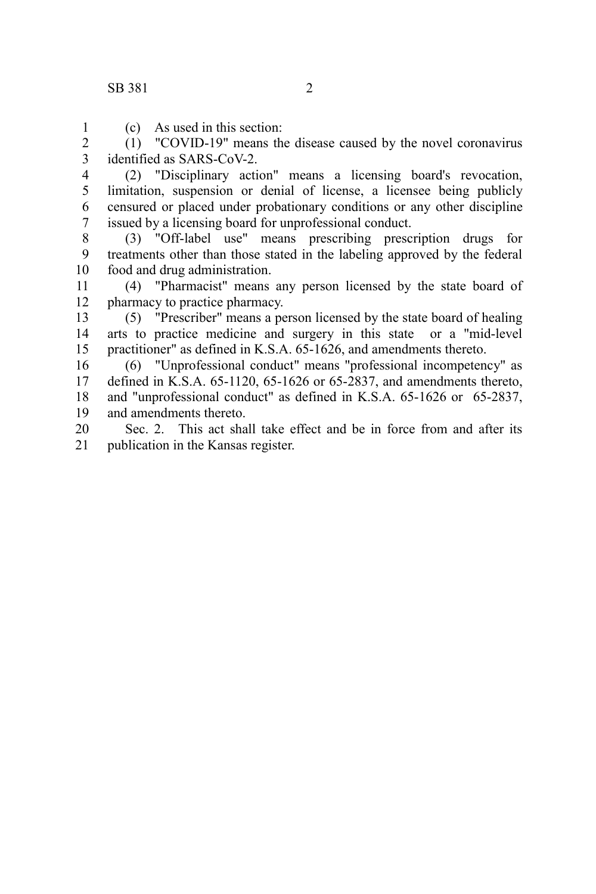(c) As used in this section:

(1) "COVID-19" means the disease caused by the novel coronavirus identified as SARS-CoV-2.

(2) "Disciplinary action" means a licensing board's revocation, limitation, suspension or denial of license, a licensee being publicly censured or placed under probationary conditions or any other discipline issued by a licensing board for unprofessional conduct.

(3) "Off-label use" means prescribing prescription drugs for treatments other than those stated in the labeling approved by the federal food and drug administration.

(4) "Pharmacist" means any person licensed by the state board of pharmacy to practice pharmacy.

(5) "Prescriber" means a person licensed by the state board of healing arts to practice medicine and surgery in this state or a "mid-level practitioner" as defined in K.S.A. 65-1626, and amendments thereto.

(6) "Unprofessional conduct" means "professional incompetency" as defined in K.S.A. 65-1120, 65-1626 or 65-2837, and amendments thereto, and "unprofessional conduct" as defined in K.S.A. 65-1626 or 65-2837, and amendments thereto.

Sec. 2. This act shall take effect and be in force from and after its publication in the Kansas register.